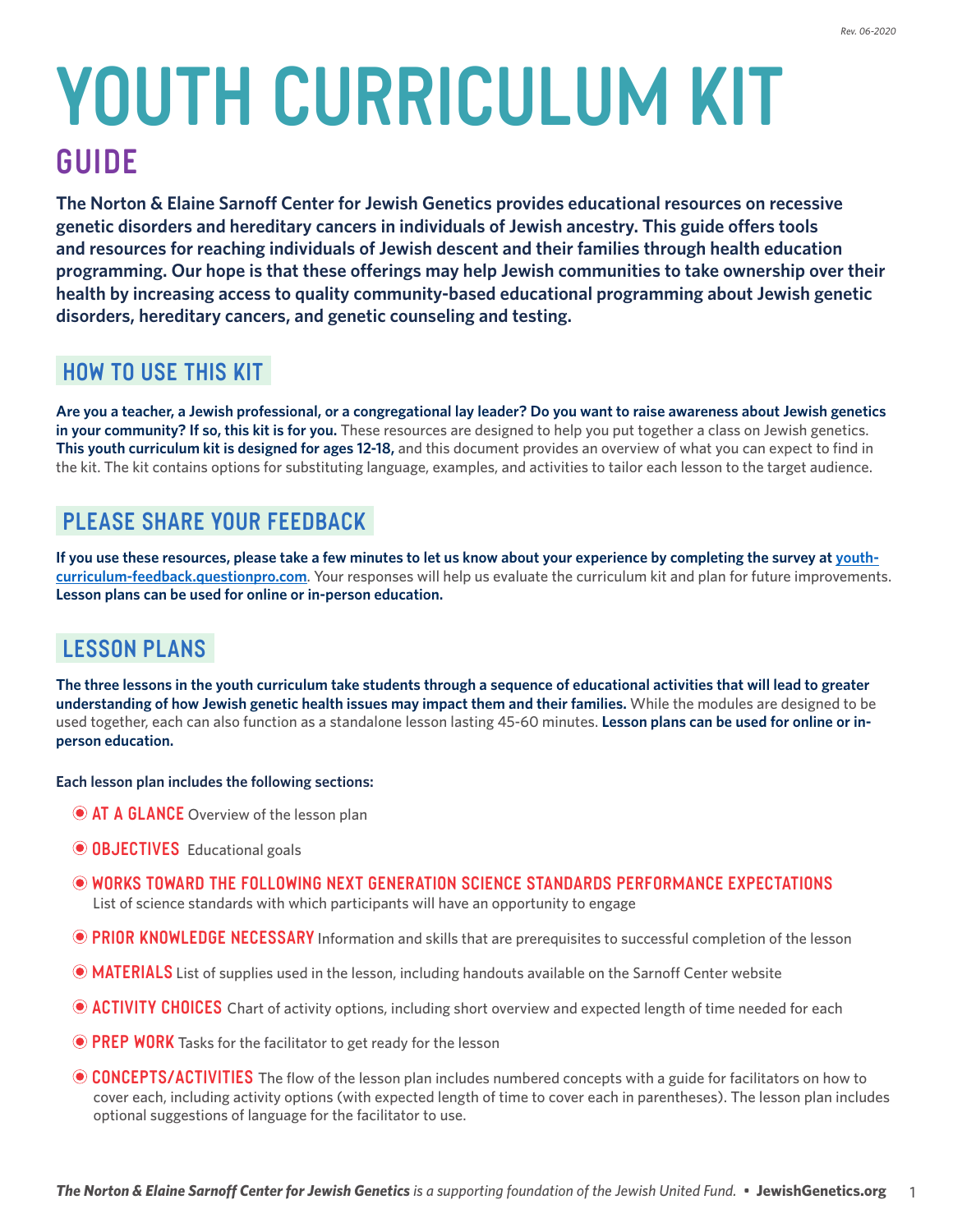# YOUTH CURRICULUM KIT

## GUIDE

**The Norton & Elaine Sarnoff Center for Jewish Genetics provides educational resources on recessive genetic disorders and hereditary cancers in individuals of Jewish ancestry. This guide offers tools and resources for reaching individuals of Jewish descent and their families through health education programming. Our hope is that these offerings may help Jewish communities to take ownership over their health by increasing access to quality community-based educational programming about Jewish genetic disorders, hereditary cancers, and genetic counseling and testing.**

## HOW TO USE THIS KIT

**Are you a teacher, a Jewish professional, or a congregational lay leader? Do you want to raise awareness about Jewish genetics in your community? If so, this kit is for you.** These resources are designed to help you put together a class on Jewish genetics. **This youth curriculum kit is designed for ages 12-18,** and this document provides an overview of what you can expect to find in the kit. The kit contains options for substituting language, examples, and activities to tailor each lesson to the target audience.

## PLEASE SHARE YOUR FEEDBACK

**If you use these resources, please take a few minutes to let us know about your experience by completing the survey at [youth-curriculum-feedback.questionpro.com](youth-curriculum-feedback.questionpro.com)**. Your responses will help us evaluate the curriculum kit and plan for future improvements. **Lesson plans can be used for online or in-person education.**

## LESSON PLANS

**The three lessons in the youth curriculum take students through a sequence of educational activities that will lead to greater understanding of how Jewish genetic health issues may impact them and their families.** While the modules are designed to be used together, each can also function as a standalone lesson lasting 45-60 minutes. **Lesson plans can be used for online or in-person education.**

**Each lesson plan includes the following sections:**

- **AT A GLANCE** Overview of the lesson plan
- **OBJECTIVES** Educational goals
- **WORKS TOWARD THE FOLLOWING NEXT GENERATION SCIENCE STANDARDS PERFORMANCE EXPECTATIONS** List of science standards with which participants will have an opportunity to engage
- **PRIOR KNOWLEDGE NECESSARY** Information and skills that are prerequisites to successful completion of the lesson
- **MATERIALS** List of supplies used in the lesson, including handouts available on the Sarnoff Center website
- **ACTIVITY CHOICES** Chart of activity options, including short overview and expected length of time needed for each
- **PREP WORK** Tasks for the facilitator to get ready for the lesson
- **CONCEPTS/ACTIVITIES** The flow of the lesson plan includes numbered concepts with a guide for facilitators on how to cover each, including activity options (with expected length of time to cover each in parentheses). The lesson plan includes optional suggestions of language for the facilitator to use.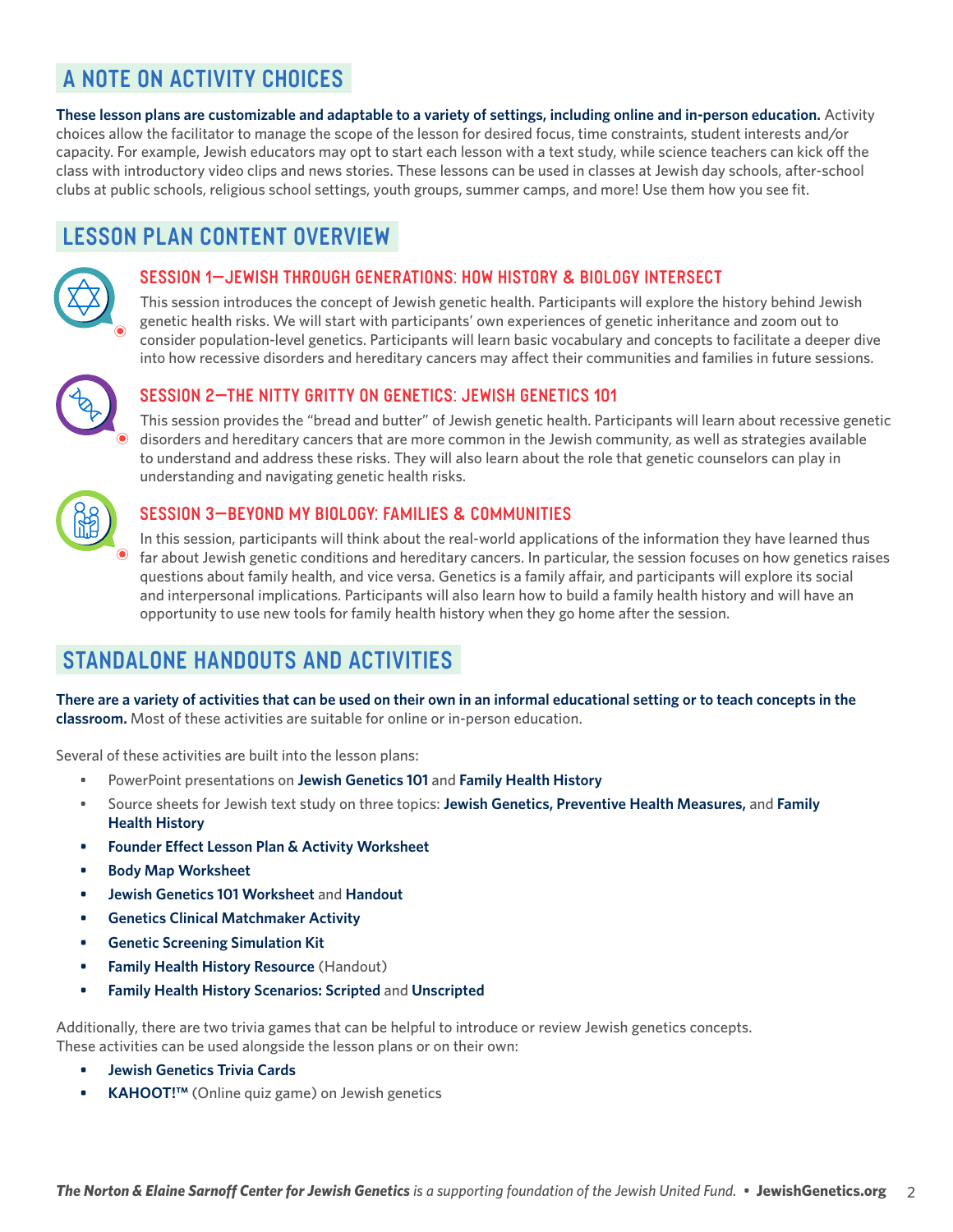## A NOTE ON ACTIVITY CHOICES

**These lesson plans are customizable and adaptable to a variety of settings, including online and in-person education.** Activity choices allow the facilitator to manage the scope of the lesson for desired focus, time constraints, student interests and/or capacity. For example, Jewish educators may opt to start each lesson with a text study, while science teachers can kick off the class with introductory video clips and news stories. These lessons can be used in classes at Jewish day schools, after-school clubs at public schools, religious school settings, youth groups, summer camps, and more! Use them how you see fit.

## LESSON PLAN CONTENT OVERVIEW

### SESSION 1—JEWISH THROUGH GENERATIONS: HOW HISTORY & BIOLOGY INTERSECT

This session introduces the concept of Jewish genetic health. Participants will explore the history behind Jewish genetic health risks. We will start with participants' own experiences of genetic inheritance and zoom out to consider population-level genetics. Participants will learn basic vocabulary and concepts to facilitate a deeper dive into how recessive disorders and hereditary cancers may affect their communities and families in future sessions.

### SESSION 2—THE NITTY GRITTY ON GENETICS: JEWISH GENETICS 101

This session provides the "bread and butter" of Jewish genetic health. Participants will learn about recessive genetic disorders and hereditary cancers that are more common in the Jewish community, as well as strategies available to understand and address these risks. They will also learn about the role that genetic counselors can play in understanding and navigating genetic health risks.

### SESSION 3—BEYOND MY BIOLOGY: FAMILIES & COMMUNITIES

In this session, participants will think about the real-world applications of the information they have learned thus far about Jewish genetic conditions and hereditary cancers. In particular, the session focuses on how genetics raises questions about family health, and vice versa. Genetics is a family affair, and participants will explore its social and interpersonal implications. Participants will also learn how to build a family health history and will have an opportunity to use new tools for family health history when they go home after the session.

## STANDALONE HANDOUTS AND ACTIVITIES

**There are a variety of activities that can be used on their own in an informal educational setting or to teach concepts in the classroom.** Most of these activities are suitable for online or in-person education.

Several of these activities are built into the lesson plans:

- PowerPoint presentations on **Jewish Genetics 101** and **Family Health History**
- Source sheets for Jewish text study on three topics: **Jewish Genetics, Preventive Health Measures,** and **Family Health History**
- **Founder Effect Lesson Plan & Activity Worksheet**
- **Body Map Worksheet**
- **Jewish Genetics 101 Worksheet** and **Handout**
- **Genetics Clinical Matchmaker Activity**
- **Genetic Screening Simulation Kit**
- **Family Health History Resource** (Handout)
- **Family Health History Scenarios: Scripted** and **Unscripted**

Additionally, there are two trivia games that can be helpful to introduce or review Jewish genetics concepts. These activities can be used alongside the lesson plans or on their own:

- **Jewish Genetics Trivia Cards**
- **KAHOOT!™** (Online quiz game) on Jewish genetics

***The Norton & Elaine Sarnoff Center for Jewish Genetics*** *is a supporting foundation of the Jewish United Fund.* ▪ **JewishGenetics.org**